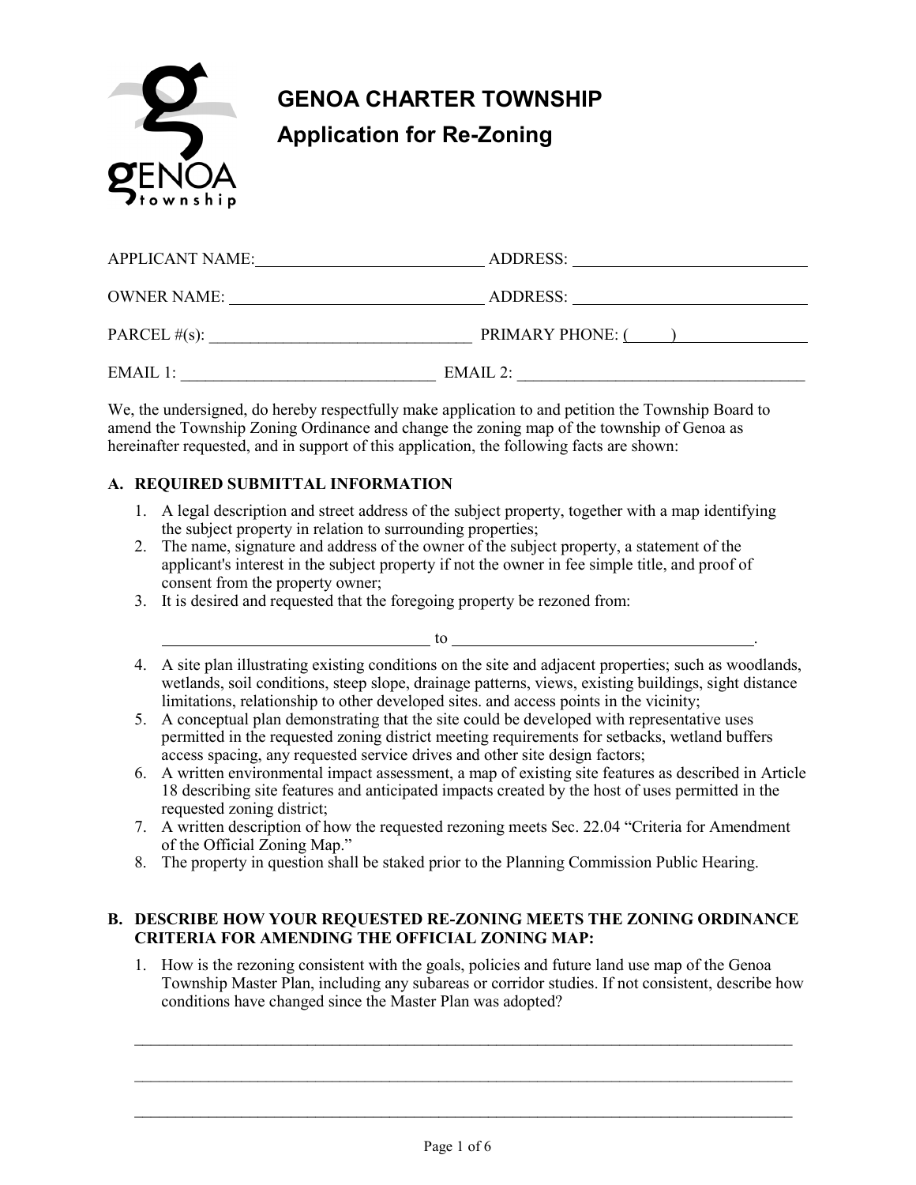# GENOA CHARTER TOWNSHIP

## Application for Re-Zoning

APPLICANT NAME: ____________________________ ADDRESS: ____________________________

OWNER NAME: ____________________________ ADDRESS: ____________________________

PARCEL #(s): ____________________________ PRIMARY PHONE: (_____) ______________

EMAIL 1: ____________________________ EMAIL 2: ____________________________

We, the undersigned, do hereby respectfully make application to and petition the Township Board to amend the Township Zoning Ordinance and change the zoning map of the township of Genoa as hereinafter requested, and in support of this application, the following facts are shown:

### A. REQUIRED SUBMITTAL INFORMATION

1. A legal description and street address of the subject property, together with a map identifying the subject property in relation to surrounding properties;
2. The name, signature and address of the owner of the subject property, a statement of the applicant's interest in the subject property if not the owner in fee simple title, and proof of consent from the property owner;
3. It is desired and requested that the foregoing property be rezoned from:

   ________________________________ to ____________________________________.

4. A site plan illustrating existing conditions on the site and adjacent properties; such as woodlands, wetlands, soil conditions, steep slope, drainage patterns, views, existing buildings, sight distance limitations, relationship to other developed sites. and access points in the vicinity;
5. A conceptual plan demonstrating that the site could be developed with representative uses permitted in the requested zoning district meeting requirements for setbacks, wetland buffers access spacing, any requested service drives and other site design factors;
6. A written environmental impact assessment, a map of existing site features as described in Article 18 describing site features and anticipated impacts created by the host of uses permitted in the requested zoning district;
7. A written description of how the requested rezoning meets Sec. 22.04 "Criteria for Amendment of the Official Zoning Map."
8. The property in question shall be staked prior to the Planning Commission Public Hearing.

### B. DESCRIBE HOW YOUR REQUESTED RE-ZONING MEETS THE ZONING ORDINANCE CRITERIA FOR AMENDING THE OFFICIAL ZONING MAP:

1. How is the rezoning consistent with the goals, policies and future land use map of the Genoa Township Master Plan, including any subareas or corridor studies. If not consistent, describe how conditions have changed since the Master Plan was adopted?

   ________________________________________________________________________________

   ________________________________________________________________________________

   ________________________________________________________________________________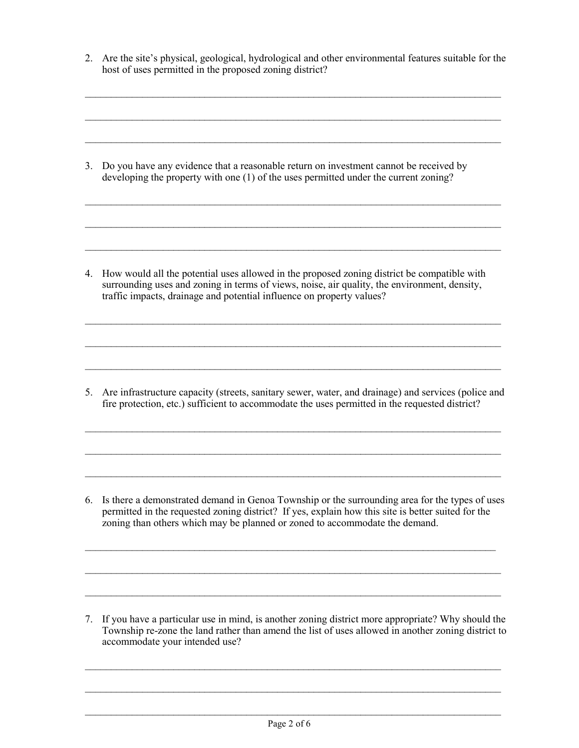2. Are the site's physical, geological, hydrological and other environmental features suitable for the host of uses permitted in the proposed zoning district?

_______________________________________________________________________________

_______________________________________________________________________________

_______________________________________________________________________________

3. Do you have any evidence that a reasonable return on investment cannot be received by developing the property with one (1) of the uses permitted under the current zoning?

_______________________________________________________________________________

_______________________________________________________________________________

_______________________________________________________________________________

4. How would all the potential uses allowed in the proposed zoning district be compatible with surrounding uses and zoning in terms of views, noise, air quality, the environment, density, traffic impacts, drainage and potential influence on property values?

_______________________________________________________________________________

_______________________________________________________________________________

_______________________________________________________________________________

5. Are infrastructure capacity (streets, sanitary sewer, water, and drainage) and services (police and fire protection, etc.) sufficient to accommodate the uses permitted in the requested district?

_______________________________________________________________________________

_______________________________________________________________________________

_______________________________________________________________________________

6. Is there a demonstrated demand in Genoa Township or the surrounding area for the types of uses permitted in the requested zoning district? If yes, explain how this site is better suited for the zoning than others which may be planned or zoned to accommodate the demand.

_______________________________________________________________________________

_______________________________________________________________________________

_______________________________________________________________________________

7. If you have a particular use in mind, is another zoning district more appropriate? Why should the Township re-zone the land rather than amend the list of uses allowed in another zoning district to accommodate your intended use?

_______________________________________________________________________________

_______________________________________________________________________________

_______________________________________________________________________________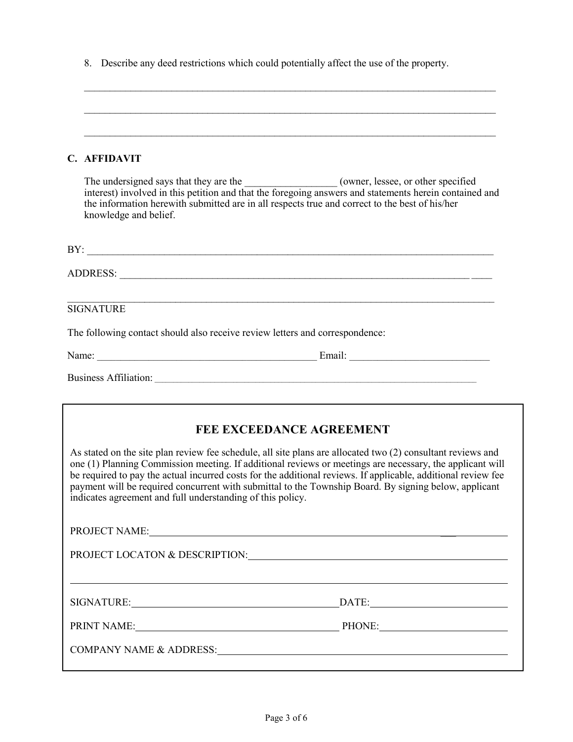8. Describe any deed restrictions which could potentially affect the use of the property.

______________________________________________________________________________

______________________________________________________________________________

______________________________________________________________________________

## C. AFFIDAVIT

The undersigned says that they are the __________________ (owner, lessee, or other specified interest) involved in this petition and that the foregoing answers and statements herein contained and the information herewith submitted are in all respects true and correct to the best of his/her knowledge and belief.

BY: ______________________________________________________________________________

ADDRESS: ________________________________________________________________________ ____

______________________________________________________________________________

SIGNATURE

The following contact should also receive review letters and correspondence:

Name: ____________________________________________ Email: ___________________________

Business Affiliation: __________________________________________________________________

## FEE EXCEEDANCE AGREEMENT

As stated on the site plan review fee schedule, all site plans are allocated two (2) consultant reviews and one (1) Planning Commission meeting. If additional reviews or meetings are necessary, the applicant will be required to pay the actual incurred costs for the additional reviews. If applicable, additional review fee payment will be required concurrent with submittal to the Township Board. By signing below, applicant indicates agreement and full understanding of this policy.

PROJECT NAME: ______________________________________________________________________

PROJECT LOCATON & DESCRIPTION: ____________________________________________________

______________________________________________________________________________

SIGNATURE: ________________________________________ DATE: ___________________________

PRINT NAME: _______________________________________ PHONE: __________________________

COMPANY NAME & ADDRESS: ___________________________________________________________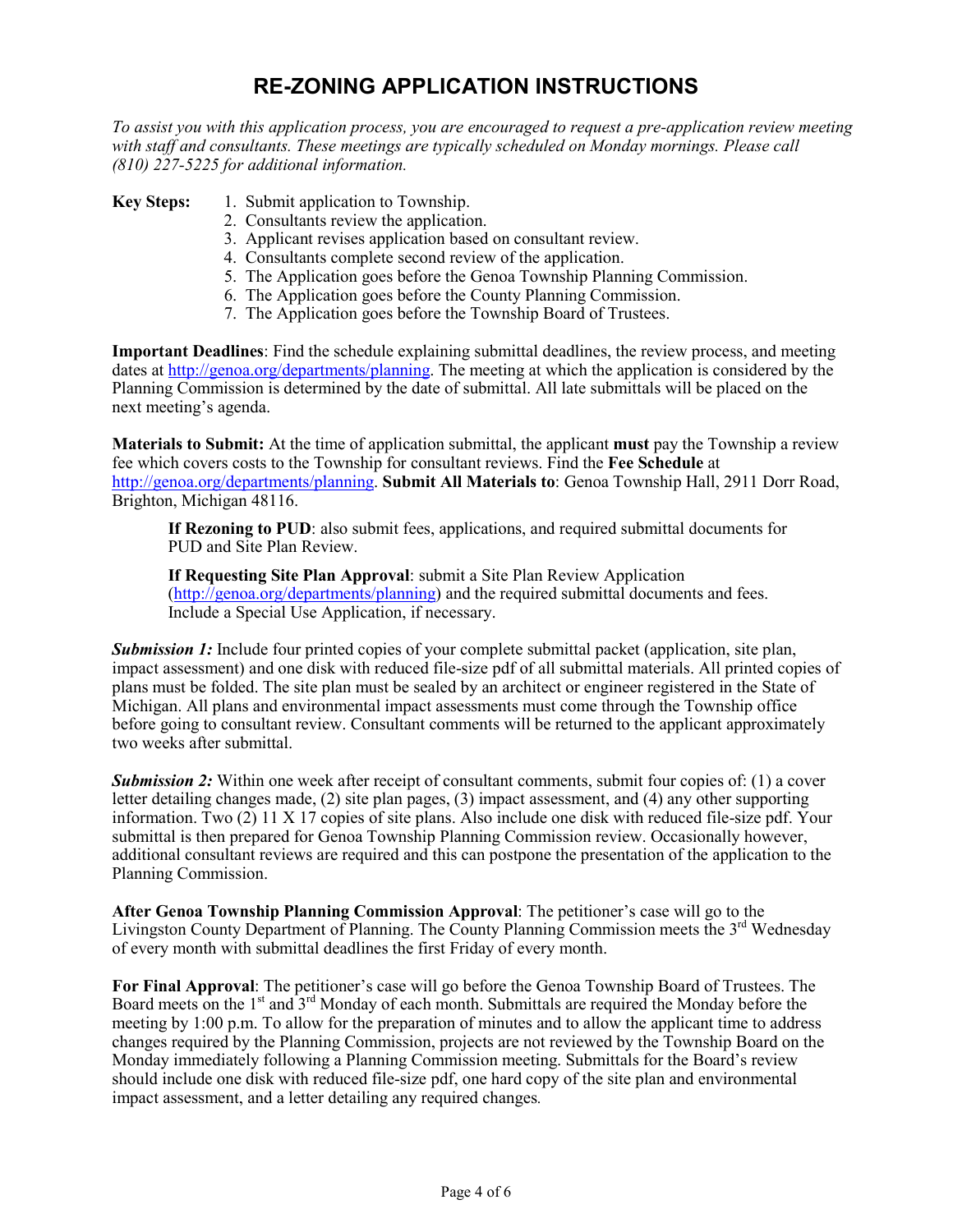# RE-ZONING APPLICATION INSTRUCTIONS

*To assist you with this application process, you are encouraged to request a pre-application review meeting with staff and consultants. These meetings are typically scheduled on Monday mornings. Please call (810) 227-5225 for additional information.*

**Key Steps:**

1. Submit application to Township.
2. Consultants review the application.
3. Applicant revises application based on consultant review.
4. Consultants complete second review of the application.
5. The Application goes before the Genoa Township Planning Commission.
6. The Application goes before the County Planning Commission.
7. The Application goes before the Township Board of Trustees.

**Important Deadlines**: Find the schedule explaining submittal deadlines, the review process, and meeting dates at http://genoa.org/departments/planning. The meeting at which the application is considered by the Planning Commission is determined by the date of submittal. All late submittals will be placed on the next meeting's agenda.

**Materials to Submit:** At the time of application submittal, the applicant **must** pay the Township a review fee which covers costs to the Township for consultant reviews. Find the **Fee Schedule** at http://genoa.org/departments/planning. **Submit All Materials to**: Genoa Township Hall, 2911 Dorr Road, Brighton, Michigan 48116.

> **If Rezoning to PUD**: also submit fees, applications, and required submittal documents for PUD and Site Plan Review.
>
> **If Requesting Site Plan Approval**: submit a Site Plan Review Application (http://genoa.org/departments/planning) and the required submittal documents and fees. Include a Special Use Application, if necessary.

***Submission 1:*** Include four printed copies of your complete submittal packet (application, site plan, impact assessment) and one disk with reduced file-size pdf of all submittal materials. All printed copies of plans must be folded. The site plan must be sealed by an architect or engineer registered in the State of Michigan. All plans and environmental impact assessments must come through the Township office before going to consultant review. Consultant comments will be returned to the applicant approximately two weeks after submittal.

***Submission 2:*** Within one week after receipt of consultant comments, submit four copies of: (1) a cover letter detailing changes made, (2) site plan pages, (3) impact assessment, and (4) any other supporting information. Two (2) 11 X 17 copies of site plans. Also include one disk with reduced file-size pdf. Your submittal is then prepared for Genoa Township Planning Commission review. Occasionally however, additional consultant reviews are required and this can postpone the presentation of the application to the Planning Commission.

**After Genoa Township Planning Commission Approval**: The petitioner's case will go to the Livingston County Department of Planning. The County Planning Commission meets the 3rd Wednesday of every month with submittal deadlines the first Friday of every month.

**For Final Approval**: The petitioner's case will go before the Genoa Township Board of Trustees. The Board meets on the 1st and 3rd Monday of each month. Submittals are required the Monday before the meeting by 1:00 p.m. To allow for the preparation of minutes and to allow the applicant time to address changes required by the Planning Commission, projects are not reviewed by the Township Board on the Monday immediately following a Planning Commission meeting. Submittals for the Board's review should include one disk with reduced file-size pdf, one hard copy of the site plan and environmental impact assessment, and a letter detailing any required changes.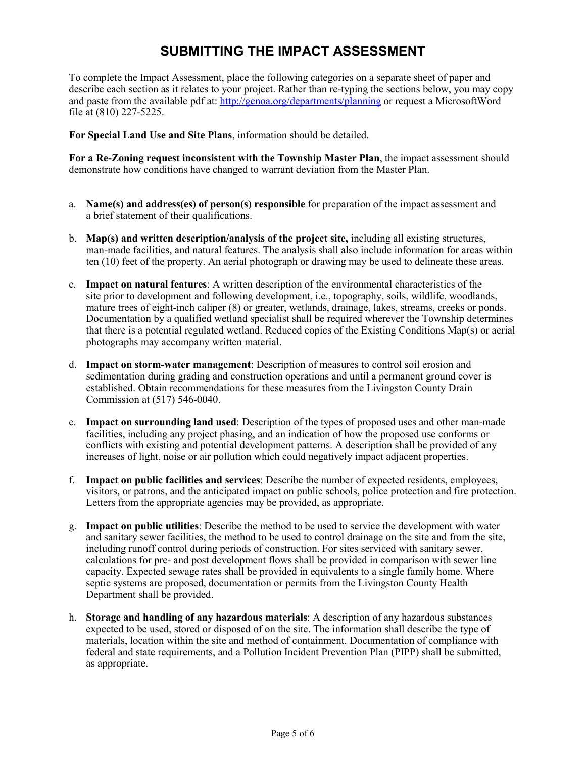# SUBMITTING THE IMPACT ASSESSMENT

To complete the Impact Assessment, place the following categories on a separate sheet of paper and describe each section as it relates to your project. Rather than re-typing the sections below, you may copy and paste from the available pdf at: http://genoa.org/departments/planning or request a MicrosoftWord file at (810) 227-5225.

**For Special Land Use and Site Plans**, information should be detailed.

**For a Re-Zoning request inconsistent with the Township Master Plan**, the impact assessment should demonstrate how conditions have changed to warrant deviation from the Master Plan.

a. **Name(s) and address(es) of person(s) responsible** for preparation of the impact assessment and a brief statement of their qualifications.

b. **Map(s) and written description/analysis of the project site,** including all existing structures, man-made facilities, and natural features. The analysis shall also include information for areas within ten (10) feet of the property. An aerial photograph or drawing may be used to delineate these areas.

c. **Impact on natural features**: A written description of the environmental characteristics of the site prior to development and following development, i.e., topography, soils, wildlife, woodlands, mature trees of eight-inch caliper (8) or greater, wetlands, drainage, lakes, streams, creeks or ponds. Documentation by a qualified wetland specialist shall be required wherever the Township determines that there is a potential regulated wetland. Reduced copies of the Existing Conditions Map(s) or aerial photographs may accompany written material.

d. **Impact on storm-water management**: Description of measures to control soil erosion and sedimentation during grading and construction operations and until a permanent ground cover is established. Obtain recommendations for these measures from the Livingston County Drain Commission at (517) 546-0040.

e. **Impact on surrounding land used**: Description of the types of proposed uses and other man-made facilities, including any project phasing, and an indication of how the proposed use conforms or conflicts with existing and potential development patterns. A description shall be provided of any increases of light, noise or air pollution which could negatively impact adjacent properties.

f. **Impact on public facilities and services**: Describe the number of expected residents, employees, visitors, or patrons, and the anticipated impact on public schools, police protection and fire protection. Letters from the appropriate agencies may be provided, as appropriate.

g. **Impact on public utilities**: Describe the method to be used to service the development with water and sanitary sewer facilities, the method to be used to control drainage on the site and from the site, including runoff control during periods of construction. For sites serviced with sanitary sewer, calculations for pre- and post development flows shall be provided in comparison with sewer line capacity. Expected sewage rates shall be provided in equivalents to a single family home. Where septic systems are proposed, documentation or permits from the Livingston County Health Department shall be provided.

h. **Storage and handling of any hazardous materials**: A description of any hazardous substances expected to be used, stored or disposed of on the site. The information shall describe the type of materials, location within the site and method of containment. Documentation of compliance with federal and state requirements, and a Pollution Incident Prevention Plan (PIPP) shall be submitted, as appropriate.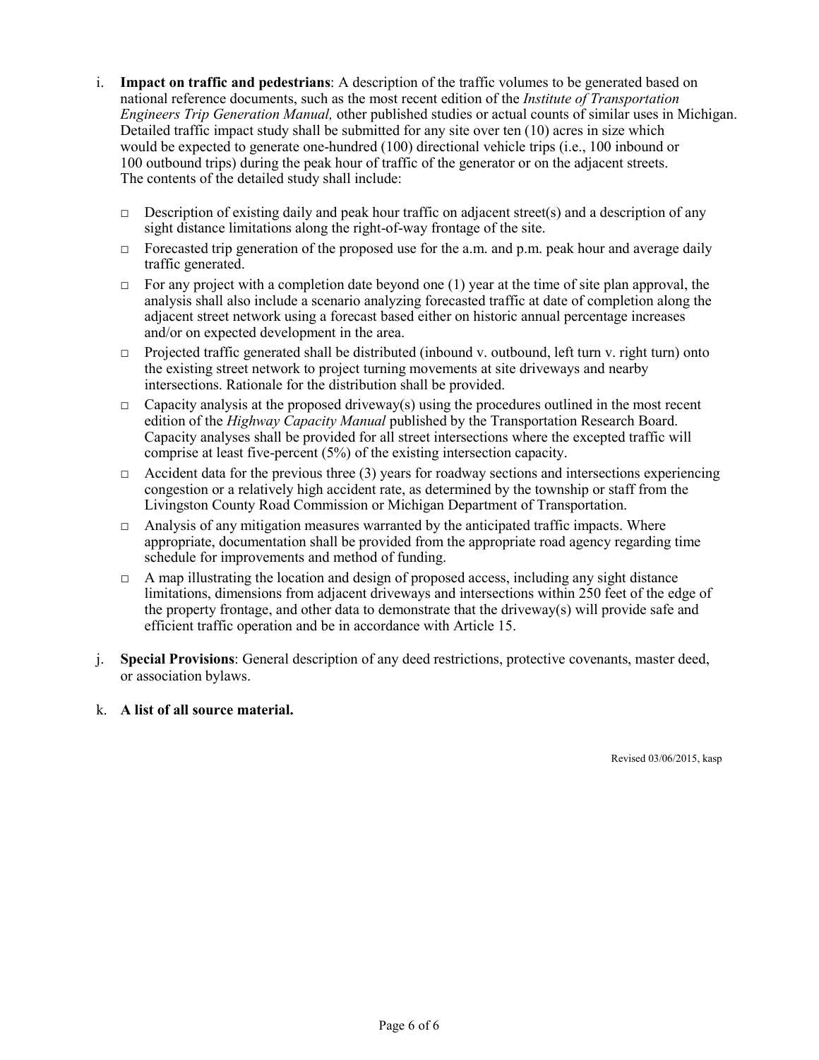i. **Impact on traffic and pedestrians**: A description of the traffic volumes to be generated based on national reference documents, such as the most recent edition of the *Institute of Transportation Engineers Trip Generation Manual,* other published studies or actual counts of similar uses in Michigan. Detailed traffic impact study shall be submitted for any site over ten (10) acres in size which would be expected to generate one-hundred (100) directional vehicle trips (i.e., 100 inbound or 100 outbound trips) during the peak hour of traffic of the generator or on the adjacent streets. The contents of the detailed study shall include:

   - Description of existing daily and peak hour traffic on adjacent street(s) and a description of any sight distance limitations along the right-of-way frontage of the site.
   - Forecasted trip generation of the proposed use for the a.m. and p.m. peak hour and average daily traffic generated.
   - For any project with a completion date beyond one (1) year at the time of site plan approval, the analysis shall also include a scenario analyzing forecasted traffic at date of completion along the adjacent street network using a forecast based either on historic annual percentage increases and/or on expected development in the area.
   - Projected traffic generated shall be distributed (inbound v. outbound, left turn v. right turn) onto the existing street network to project turning movements at site driveways and nearby intersections. Rationale for the distribution shall be provided.
   - Capacity analysis at the proposed driveway(s) using the procedures outlined in the most recent edition of the *Highway Capacity Manual* published by the Transportation Research Board. Capacity analyses shall be provided for all street intersections where the excepted traffic will comprise at least five-percent (5%) of the existing intersection capacity.
   - Accident data for the previous three (3) years for roadway sections and intersections experiencing congestion or a relatively high accident rate, as determined by the township or staff from the Livingston County Road Commission or Michigan Department of Transportation.
   - Analysis of any mitigation measures warranted by the anticipated traffic impacts. Where appropriate, documentation shall be provided from the appropriate road agency regarding time schedule for improvements and method of funding.
   - A map illustrating the location and design of proposed access, including any sight distance limitations, dimensions from adjacent driveways and intersections within 250 feet of the edge of the property frontage, and other data to demonstrate that the driveway(s) will provide safe and efficient traffic operation and be in accordance with Article 15.

j. **Special Provisions**: General description of any deed restrictions, protective covenants, master deed, or association bylaws.

k. **A list of all source material.**

Revised 03/06/2015, kasp